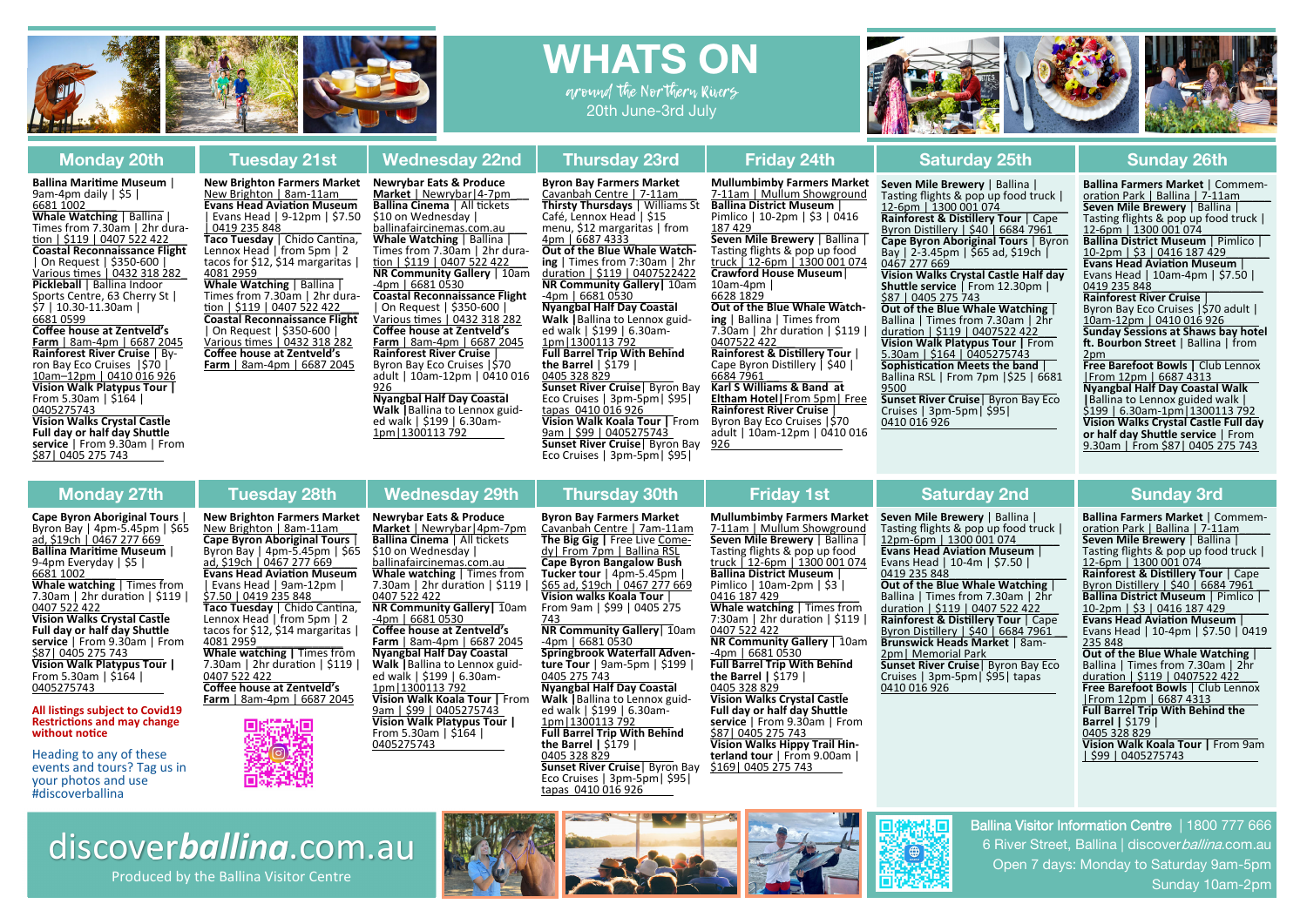# WHATS ON

*around the Northern Rivers*

20th June-3rd July

## Monday 20th

**Ballina Maritime Museum** | 9am-4pm daily | $5 | 6681 1002

**Whale Watching** | Ballina | Times from 7.30am | 2hr duration | $119 | 0407 522 422

**Coastal Reconnaissance Flight** | On Request | $350-600 | Various times | 0432 318 282

**Pickleball** | Ballina Indoor Sports Centre, 63 Cherry St | $7 | 10.30-11.30am | 6681 0599

**Coffee house at Zentveld's Farm** | 8am-4pm | 6687 2045

**Rainforest River Cruise** | Byron Bay Eco Cruises |$70 | 10am–12pm | 0410 016 926

**Vision Walk Platypus Tour |** From 5.30am | $164 | 0405275743

**Vision Walks Crystal Castle Full day or half day Shuttle service** | From 9.30am | From $87| 0405 275 743

## Tuesday 21st

**New Brighton Farmers Market** New Brighton | 8am-11am

**Evans Head Aviation Museum** | Evans Head | 9-12pm | $7.50 | 0419 235 848

**Taco Tuesday** | Chido Cantina, Lennox Head | from 5pm | 2 tacos for $12, $14 margaritas | 4081 2959

**Whale Watching** | Ballina | Times from 7.30am | 2hr duration | $119 | 0407 522 422

**Coastal Reconnaissance Flight** | On Request | $350-600 | Various times | 0432 318 282

**Coffee house at Zentveld's Farm** | 8am-4pm | 6687 2045

## Wednesday 22nd

**Newrybar Eats & Produce Market** | Newrybar|4-7pm

**Ballina Cinema** | All tickets $10 on Wednesday | ballinafaircinemas.com.au

**Whale Watching** | Ballina | Times from 7.30am | 2hr duration | $119 | 0407 522 422

**NR Community Gallery** | 10am -4pm | 6681 0530

**Coastal Reconnaissance Flight** | On Request | $350-600 | Various times | 0432 318 282

**Coffee house at Zentveld's Farm** | 8am-4pm | 6687 2045

**Rainforest River Cruise** | Byron Bay Eco Cruises |$70 adult | 10am-12pm | 0410 016 926

**Nyangbal Half Day Coastal Walk** |Ballina to Lennox guided walk | $199 | 6.30am-1pm|1300113 792

## Thursday 23rd

**Byron Bay Farmers Market** Cavanbah Centre | 7-11am

**Thirsty Thursdays** | Williams St Café, Lennox Head | $15 menu, $12 margaritas | from 4pm | 6687 4333

**Out of the Blue Whale Watching** | Times from 7:30am | 2hr duration | $119 | 0407522422

**NR Community Gallery|** 10am -4pm | 6681 0530

**Nyangbal Half Day Coastal Walk** |Ballina to Lennox guided walk | $199 | 6.30am-1pm|1300113 792

**Full Barrel Trip With Behind the Barrel** | $179 | 0405 328 829

**Sunset River Cruise**| Byron Bay Eco Cruises | 3pm-5pm| $95| tapas 0410 016 926

**Vision Walk Koala Tour |** From 9am | $99 | 0405275743

**Sunset River Cruise**| Byron Bay Eco Cruises | 3pm-5pm| $95|

## Friday 24th

**Mullumbimby Farmers Market** 7-11am | Mullum Showground

**Ballina District Museum** | Pimlico | 10-2pm | $3 | 0416 187 429

**Seven Mile Brewery** | Ballina | Tasting flights & pop up food truck | 12-6pm | 1300 001 074

**Crawford House Museum**| 10am-4pm | 6628 1829

**Out of the Blue Whale Watching** | Ballina | Times from 7.30am | 2hr duration | $119 | 0407522 422

**Rainforest & Distillery Tour** | Cape Byron Distillery | $40 | 6684 7961

**Karl S Williams & Band at Eltham Hotel|**From 5pm| Free

**Rainforest River Cruise** | Byron Bay Eco Cruises |$70 adult | 10am-12pm | 0410 016 926

## Saturday 25th

**Seven Mile Brewery** | Ballina | Tasting flights & pop up food truck | 12-6pm | 1300 001 074

**Rainforest & Distillery Tour** | Cape Byron Distillery | $40 | 6684 7961

**Cape Byron Aboriginal Tours** | Byron Bay | 2-3.45pm | $65 ad, $19ch | 0467 277 669

**Vision Walks Crystal Castle Half day Shuttle service** | From 12.30pm | $87 | 0405 275 743

**Out of the Blue Whale Watching** | Ballina | Times from 7.30am | 2hr duration | $119 | 0407522 422

**Vision Walk Platypus Tour |** From 5.30am | $164 | 0405275743

**Sophistication Meets the band** | Ballina RSL | From 7pm |$25 | 6681 9500

**Sunset River Cruise**| Byron Bay Eco Cruises | 3pm-5pm| $95| 0410 016 926

## Sunday 26th

**Ballina Farmers Market** | Commemoration Park | Ballina | 7-11am

**Seven Mile Brewery** | Ballina | Tasting flights & pop up food truck | 12-6pm | 1300 001 074

**Ballina District Museum** | Pimlico | 10-2pm | $3 | 0416 187 429

**Evans Head Aviation Museum** | Evans Head | 10am-4pm | $7.50 | 0419 235 848

**Rainforest River Cruise** | Byron Bay Eco Cruises |$70 adult | 10am-12pm | 0410 016 926

**Sunday Sessions at Shaws bay hotel ft. Bourbon Street** | Ballina | from 2pm

**Free Barefoot Bowls** | Club Lennox |From 12pm | 6687 4313

**Nyangbal Half Day Coastal Walk** |Ballina to Lennox guided walk | $199 | 6.30am-1pm|1300113 792

**Vision Walks Crystal Castle Full day or half day Shuttle service** | From 9.30am | From $87| 0405 275 743

## Monday 27th

**Cape Byron Aboriginal Tours** | Byron Bay | 4pm-5.45pm | $65 ad, $19ch | 0467 277 669

**Ballina Maritime Museum** | 9-4pm Everyday | $5 | 6681 1002

**Whale watching** | Times from 7.30am | 2hr duration | $119 | 0407 522 422

**Vision Walks Crystal Castle Full day or half day Shuttle service** | From 9.30am | From $87| 0405 275 743

**Vision Walk Platypus Tour |** From 5.30am | $164 | 0405275743

**All listings subject to Covid19 Restrictions and may change without notice**

Heading to any of these events and tours? Tag us in your photos and use #discoverballina

## Tuesday 28th

**New Brighton Farmers Market** New Brighton | 8am-11am

**Cape Byron Aboriginal Tours** | Byron Bay | 4pm-5.45pm | $65 ad, $19ch | 0467 277 669

**Evans Head Aviation Museum** | Evans Head | 9am-12pm | $7.50 | 0419 235 848

**Taco Tuesday** | Chido Cantina, Lennox Head | from 5pm | 2 tacos for $12, $14 margaritas | 4081 2959

**Whale watching** | Times from 7.30am | 2hr duration | $119 | 0407 522 422

**Coffee house at Zentveld's Farm** | 8am-4pm | 6687 2045

## Wednesday 29th

**Newrybar Eats & Produce Market** | Newrybar|4pm-7pm

**Ballina Cinema** | All tickets $10 on Wednesday | ballinafaircinemas.com.au

**Whale watching** | Times from 7.30am | 2hr duration | $119 | 0407 522 422

**NR Community Gallery|** 10am -4pm | 6681 0530

**Coffee house at Zentveld's Farm** | 8am-4pm | 6687 2045

**Nyangbal Half Day Coastal Walk** |Ballina to Lennox guided walk | $199 | 6.30am-1pm|1300113 792

**Vision Walk Koala Tour |** From 9am | $99 | 0405275743

**Vision Walk Platypus Tour |** From 5.30am | $164 | 0405275743

## Thursday 30th

**Byron Bay Farmers Market** Cavanbah Centre | 7am-11am

**The Big Gig** | Free Live Comedy| From 7pm | Ballina RSL

**Cape Byron Bangalow Bush Tucker tour** | 4pm-5.45pm | $65 ad, $19ch | 0467 277 669

**Vision walks Koala Tour** | From 9am | $99 | 0405 275 743

**NR Community Gallery|** 10am -4pm | 6681 0530

**Springbrook Waterfall Adventure Tour** | 9am-5pm | $199 | 0405 275 743

**Nyangbal Half Day Coastal Walk** |Ballina to Lennox guided walk | $199 | 6.30am-1pm|1300113 792

**Full Barrel Trip With Behind the Barrel** | $179 | 0405 328 829

**Sunset River Cruise**| Byron Bay Eco Cruises | 3pm-5pm| $95| tapas 0410 016 926

## Friday 1st

**Mullumbimby Farmers Market** 7-11am | Mullum Showground

**Seven Mile Brewery** | Ballina | Tasting flights & pop up food truck | 12-6pm | 1300 001 074

**Ballina District Museum** | Pimlico | 10am-2pm | $3 | 0416 187 429

**Whale watching** | Times from 7:30am | 2hr duration | $119 | 0407 522 422

**NR Community Gallery** | 10am -4pm | 6681 0530

**Full Barrel Trip With Behind the Barrel** | $179 | 0405 328 829

**Vision Walks Crystal Castle Full day or half day Shuttle service** | From 9.30am | From $87| 0405 275 743

**Vision Walks Hippy Trail Hinterland tour** | From 9.00am | $169| 0405 275 743

## Saturday 2nd

**Seven Mile Brewery** | Ballina | Tasting flights & pop up food truck | 12pm-6pm | 1300 001 074

**Evans Head Aviation Museum** | Evans Head | 10-4pm | $7.50 | 0419 235 848

**Out of the Blue Whale Watching** | Ballina | Times from 7.30am | 2hr duration | $119 | 0407522 422

**Rainforest & Distillery Tour** | Cape Byron Distillery | $40 | 6684 7961

**Brunswick Heads Market** | 8am-2pm| Memorial Park

**Sunset River Cruise**| Byron Bay Eco Cruises | 3pm-5pm| $95| tapas 0410 016 926

## Sunday 3rd

**Ballina Farmers Market** | Commemoration Park | Ballina | 7-11am

**Seven Mile Brewery** | Ballina | Tasting flights & pop up food truck | 12-6pm | 1300 001 074

**Rainforest & Distillery Tour** | Cape Byron Distillery | $40 | 6684 7961

**Ballina District Museum** | Pimlico | 10-2pm | $3 | 0416 187 429

**Evans Head Aviation Museum** | Evans Head | 10-4pm | $7.50 | 0419 235 848

**Out of the Blue Whale Watching** | Ballina | Times from 7.30am | 2hr duration | $119 | 0407522 422

**Free Barefoot Bowls** | Club Lennox |From 12pm | 6687 4313

**Full Barrel Trip With Behind the Barrel** | $179 | 0405 328 829

**Vision Walk Koala Tour |** From 9am | $99 | 0405275743

---

discover***ballina***.com.au

Produced by the Ballina Visitor Centre

**Ballina Visitor Information Centre** | 1800 777 666
6 River Street, Ballina | discover*ballina*.com.au
Open 7 days: Monday to Saturday 9am-5pm
Sunday 10am-2pm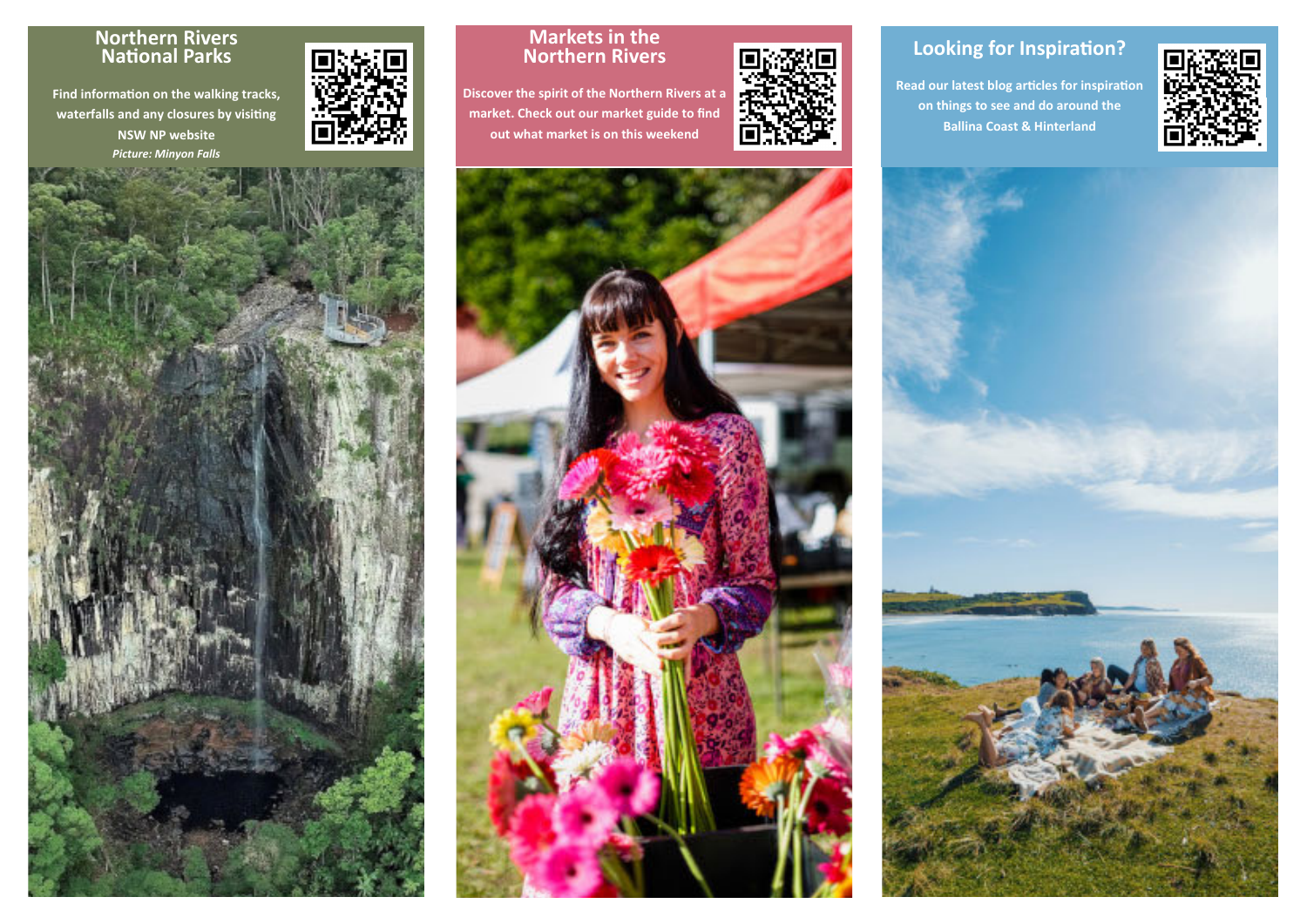## Northern Rivers National Parks

**Find information on the walking tracks, waterfalls and any closures by visiting NSW NP website**

***Picture: Minyon Falls***

## Markets in the Northern Rivers

**Discover the spirit of the Northern Rivers at a market. Check out our market guide to find out what market is on this weekend**

## Looking for Inspiration?

**Read our latest blog articles for inspiration on things to see and do around the Ballina Coast & Hinterland**